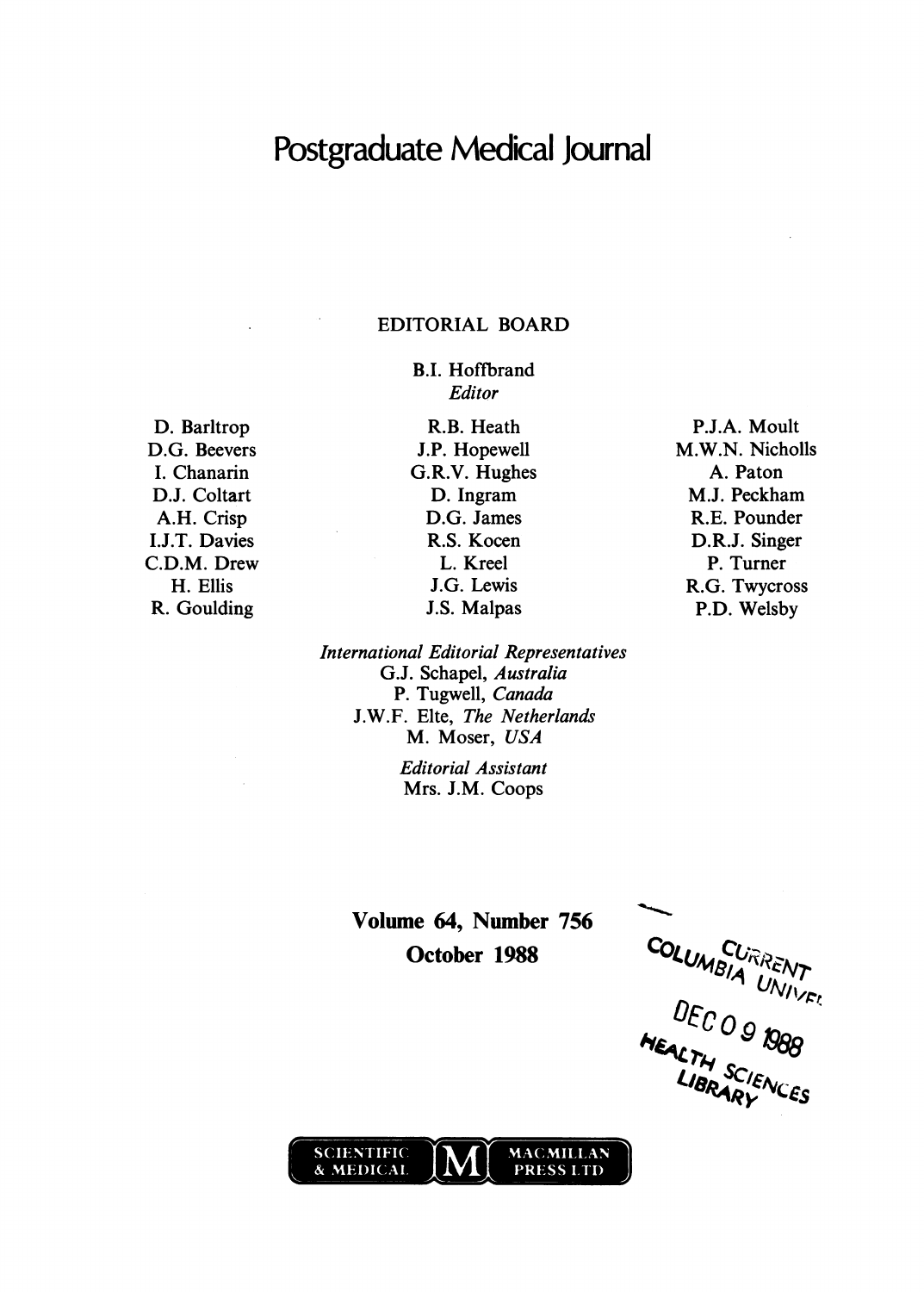# Postgraduate Medical Journal

## EDITORIAL BOARD

B.I. Hoffbrand
*Editor*

D. Barltrop
D.G. Beevers
I. Chanarin
D.J. Coltart
A.H. Crisp
I.J.T. Davies
C.D.M. Drew
H. Ellis
R. Goulding

R.B. Heath
J.P. Hopewell
G.R.V. Hughes
D. Ingram
D.G. James
R.S. Kocen
L. Kreel
J.G. Lewis
J.S. Malpas

P.J.A. Moult
M.W.N. Nicholls
A. Paton
M.J. Peckham
R.E. Pounder
D.R.J. Singer
P. Turner
R.G. Twycross
P.D. Welsby

*International Editorial Representatives*
G.J. Schapel, *Australia*
P. Tugwell, *Canada*
J.W.F. Elte, *The Netherlands*
M. Moser, *USA*

*Editorial Assistant*
Mrs. J.M. Coops

**Volume 64, Number 756**
**October 1988**

COLUMBIA UNIVERSITY CURRENT
DEC 09 1988
HEALTH SCIENCES LIBRARY

SCIENTIFIC & MEDICAL M MACMILLAN PRESS LTD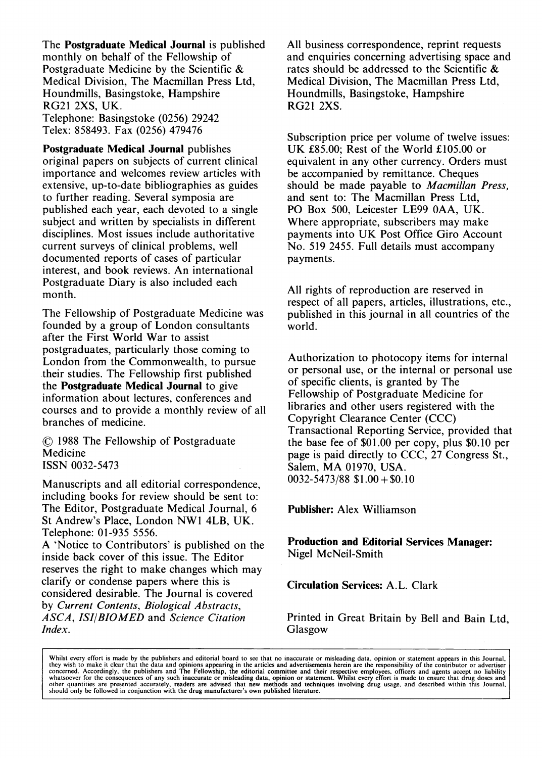The **Postgraduate Medical Journal** is published monthly on behalf of the Fellowship of Postgraduate Medicine by the Scientific & Medical Division, The Macmillan Press Ltd, Houndmills, Basingstoke, Hampshire RG21 2XS, UK.
Telephone: Basingstoke (0256) 29242
Telex: 858493. Fax (0256) 479476

**Postgraduate Medical Journal** publishes original papers on subjects of current clinical importance and welcomes review articles with extensive, up-to-date bibliographies as guides to further reading. Several symposia are published each year, each devoted to a single subject and written by specialists in different disciplines. Most issues include authoritative current surveys of clinical problems, well documented reports of cases of particular interest, and book reviews. An international Postgraduate Diary is also included each month.

The Fellowship of Postgraduate Medicine was founded by a group of London consultants after the First World War to assist postgraduates, particularly those coming to London from the Commonwealth, to pursue their studies. The Fellowship first published the **Postgraduate Medical Journal** to give information about lectures, conferences and courses and to provide a monthly review of all branches of medicine.

© 1988 The Fellowship of Postgraduate Medicine
ISSN 0032-5473

Manuscripts and all editorial correspondence, including books for review should be sent to: The Editor, Postgraduate Medical Journal, 6 St Andrew's Place, London NW1 4LB, UK.
Telephone: 01-935 5556.
A 'Notice to Contributors' is published on the inside back cover of this issue. The Editor reserves the right to make changes which may clarify or condense papers where this is considered desirable. The Journal is covered by *Current Contents*, *Biological Abstracts*, *ASCA*, *ISI/BIOMED* and *Science Citation Index*.

All business correspondence, reprint requests and enquiries concerning advertising space and rates should be addressed to the Scientific & Medical Division, The Macmillan Press Ltd, Houndmills, Basingstoke, Hampshire RG21 2XS.

Subscription price per volume of twelve issues: UK £85.00; Rest of the World £105.00 or equivalent in any other currency. Orders must be accompanied by remittance. Cheques should be made payable to *Macmillan Press*, and sent to: The Macmillan Press Ltd, PO Box 500, Leicester LE99 0AA, UK. Where appropriate, subscribers may make payments into UK Post Office Giro Account No. 519 2455. Full details must accompany payments.

All rights of reproduction are reserved in respect of all papers, articles, illustrations, etc., published in this journal in all countries of the world.

Authorization to photocopy items for internal or personal use, or the internal or personal use of specific clients, is granted by The Fellowship of Postgraduate Medicine for libraries and other users registered with the Copyright Clearance Center (CCC) Transactional Reporting Service, provided that the base fee of $01.00 per copy, plus $0.10 per page is paid directly to CCC, 27 Congress St., Salem, MA 01970, USA.
0032-5473/88 $1.00+$0.10

**Publisher:** Alex Williamson

**Production and Editorial Services Manager:** Nigel McNeil-Smith

**Circulation Services:** A.L. Clark

Printed in Great Britain by Bell and Bain Ltd, Glasgow

Whilst every effort is made by the publishers and editorial board to see that no inaccurate or misleading data, opinion or statement appears in this Journal, they wish to make it clear that the data and opinions appearing in the articles and advertisements herein are the responsibility of the contributor or advertiser concerned. Accordingly, the publishers and The Fellowship, the editorial committee and their respective employees, officers and agents accept no liability whatsoever for the consequences of any such inaccurate or misleading data, opinion or statement. Whilst every effort is made to ensure that drug doses and other quantities are presented accurately, readers are advised that new methods and techniques involving drug usage, and described within this Journal, should only be followed in conjunction with the drug manufacturer's own published literature.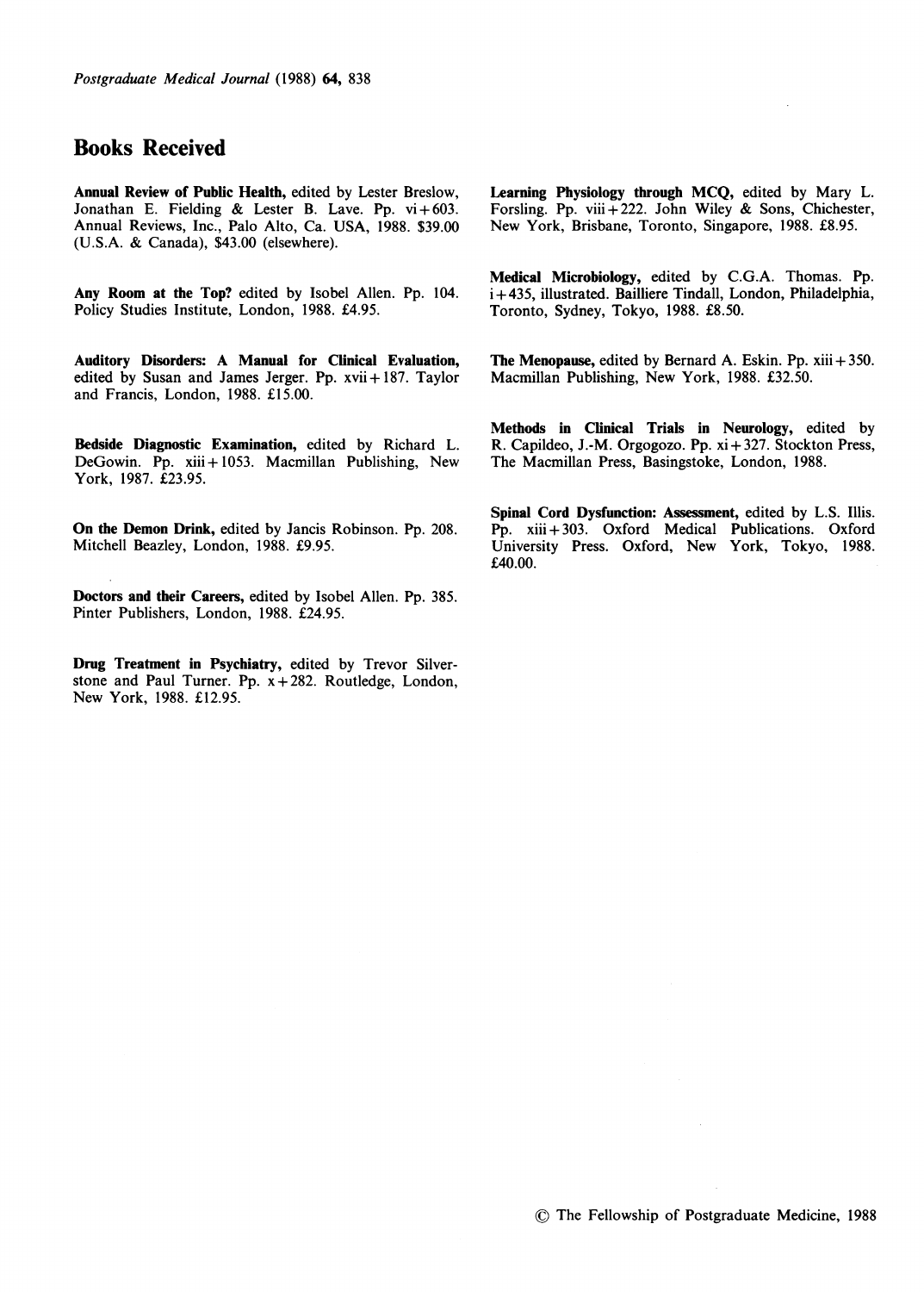## Books Received

**Annual Review of Public Health,** edited by Lester Breslow, Jonathan E. Fielding & Lester B. Lave. Pp. vi + 603. Annual Reviews, Inc., Palo Alto, Ca. USA, 1988. $39.00 (U.S.A. & Canada), $43.00 (elsewhere).

**Any Room at the Top?** edited by Isobel Allen. Pp. 104. Policy Studies Institute, London, 1988. £4.95.

**Auditory Disorders: A Manual for Clinical Evaluation,** edited by Susan and James Jerger. Pp. xvii + 187. Taylor and Francis, London, 1988. £15.00.

**Bedside Diagnostic Examination,** edited by Richard L. DeGowin. Pp. xiii + 1053. Macmillan Publishing, New York, 1987. £23.95.

**On the Demon Drink,** edited by Jancis Robinson. Pp. 208. Mitchell Beazley, London, 1988. £9.95.

**Doctors and their Careers,** edited by Isobel Allen. Pp. 385. Pinter Publishers, London, 1988. £24.95.

**Drug Treatment in Psychiatry,** edited by Trevor Silverstone and Paul Turner. Pp. x + 282. Routledge, London, New York, 1988. £12.95.

**Learning Physiology through MCQ,** edited by Mary L. Forsling. Pp. viii + 222. John Wiley & Sons, Chichester, New York, Brisbane, Toronto, Singapore, 1988. £8.95.

**Medical Microbiology,** edited by C.G.A. Thomas. Pp. i + 435, illustrated. Bailliere Tindall, London, Philadelphia, Toronto, Sydney, Tokyo, 1988. £8.50.

**The Menopause,** edited by Bernard A. Eskin. Pp. xiii + 350. Macmillan Publishing, New York, 1988. £32.50.

**Methods in Clinical Trials in Neurology,** edited by R. Capildeo, J.-M. Orgogozo. Pp. xi + 327. Stockton Press, The Macmillan Press, Basingstoke, London, 1988.

**Spinal Cord Dysfunction: Assessment,** edited by L.S. Illis. Pp. xiii + 303. Oxford Medical Publications. Oxford University Press. Oxford, New York, Tokyo, 1988. £40.00.

© The Fellowship of Postgraduate Medicine, 1988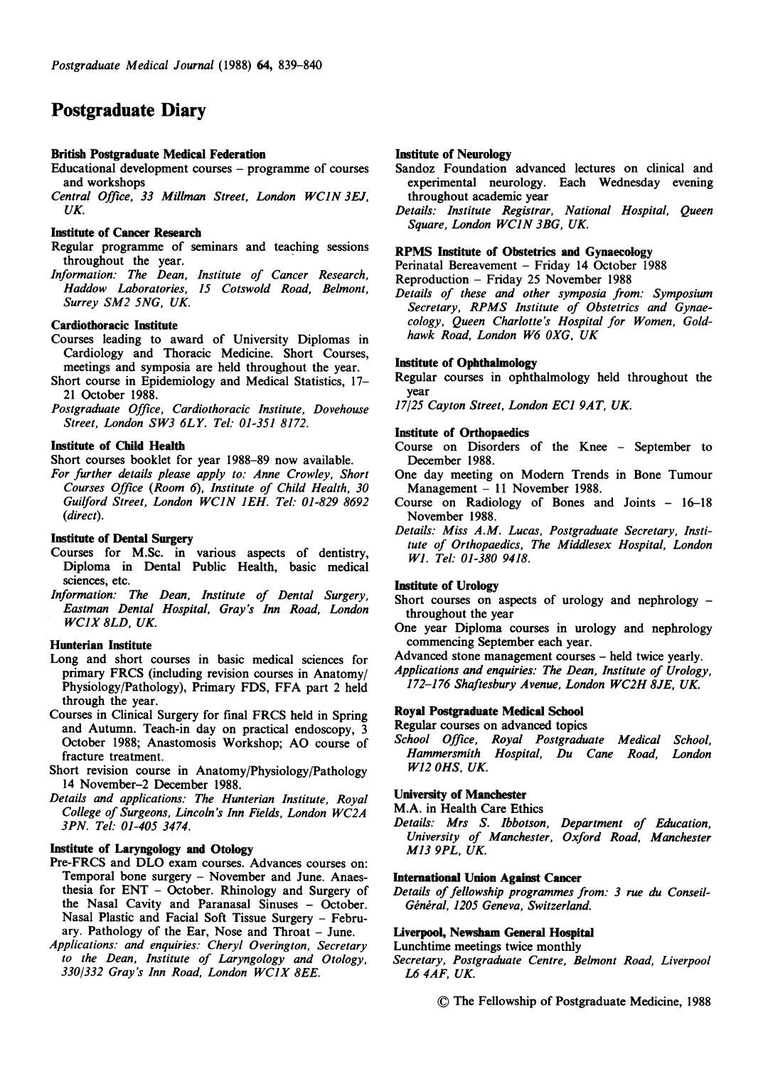# Postgraduate Diary

**British Postgraduate Medical Federation**

Educational development courses – programme of courses and workshops

*Central Office, 33 Millman Street, London WC1N 3EJ, UK.*

**Institute of Cancer Research**

Regular programme of seminars and teaching sessions throughout the year.

*Information: The Dean, Institute of Cancer Research, Haddow Laboratories, 15 Cotswold Road, Belmont, Surrey SM2 5NG, UK.*

**Cardiothoracic Institute**

Courses leading to award of University Diplomas in Cardiology and Thoracic Medicine. Short Courses, meetings and symposia are held throughout the year.

Short course in Epidemiology and Medical Statistics, 17–21 October 1988.

*Postgraduate Office, Cardiothoracic Institute, Dovehouse Street, London SW3 6LY. Tel: 01-351 8172.*

**Institute of Child Health**

Short courses booklet for year 1988–89 now available.

*For further details please apply to: Anne Crowley, Short Courses Office (Room 6), Institute of Child Health, 30 Guilford Street, London WC1N 1EH. Tel: 01-829 8692 (direct).*

**Institute of Dental Surgery**

Courses for M.Sc. in various aspects of dentistry, Diploma in Dental Public Health, basic medical sciences, etc.

*Information: The Dean, Institute of Dental Surgery, Eastman Dental Hospital, Gray's Inn Road, London WC1X 8LD, UK.*

**Hunterian Institute**

Long and short courses in basic medical sciences for primary FRCS (including revision courses in Anatomy/Physiology/Pathology), Primary FDS, FFA part 2 held through the year.

Courses in Clinical Surgery for final FRCS held in Spring and Autumn. Teach-in day on practical endoscopy, 3 October 1988; Anastomosis Workshop; AO course of fracture treatment.

Short revision course in Anatomy/Physiology/Pathology 14 November–2 December 1988.

*Details and applications: The Hunterian Institute, Royal College of Surgeons, Lincoln's Inn Fields, London WC2A 3PN. Tel: 01-405 3474.*

**Institute of Laryngology and Otology**

Pre-FRCS and DLO exam courses. Advances courses on: Temporal bone surgery – November and June. Anaesthesia for ENT – October. Rhinology and Surgery of the Nasal Cavity and Paranasal Sinuses – October. Nasal Plastic and Facial Soft Tissue Surgery – February. Pathology of the Ear, Nose and Throat – June.

*Applications: and enquiries: Cheryl Overington, Secretary to the Dean, Institute of Laryngology and Otology, 330/332 Gray's Inn Road, London WC1X 8EE.*

**Institute of Neurology**

Sandoz Foundation advanced lectures on clinical and experimental neurology. Each Wednesday evening throughout academic year

*Details: Institute Registrar, National Hospital, Queen Square, London WC1N 3BG, UK.*

**RPMS Institute of Obstetrics and Gynaecology**

Perinatal Bereavement – Friday 14 October 1988

Reproduction – Friday 25 November 1988

*Details of these and other symposia from: Symposium Secretary, RPMS Institute of Obstetrics and Gynaecology, Queen Charlotte's Hospital for Women, Goldhawk Road, London W6 0XG, UK*

**Institute of Ophthalmology**

Regular courses in ophthalmology held throughout the year

*17/25 Cayton Street, London EC1 9AT, UK.*

**Institute of Orthopaedics**

Course on Disorders of the Knee – September to December 1988.

One day meeting on Modern Trends in Bone Tumour Management – 11 November 1988.

Course on Radiology of Bones and Joints – 16–18 November 1988.

*Details: Miss A.M. Lucas, Postgraduate Secretary, Institute of Orthopaedics, The Middlesex Hospital, London W1. Tel: 01-380 9418.*

**Institute of Urology**

Short courses on aspects of urology and nephrology – throughout the year

One year Diploma courses in urology and nephrology commencing September each year.

Advanced stone management courses – held twice yearly.

*Applications and enquiries: The Dean, Institute of Urology, 172–176 Shaftesbury Avenue, London WC2H 8JE, UK.*

**Royal Postgraduate Medical School**

Regular courses on advanced topics

*School Office, Royal Postgraduate Medical School, Hammersmith Hospital, Du Cane Road, London W12 0HS, UK.*

**University of Manchester**

M.A. in Health Care Ethics

*Details: Mrs S. Ibbotson, Department of Education, University of Manchester, Oxford Road, Manchester M13 9PL, UK.*

**International Union Against Cancer**

*Details of fellowship programmes from: 3 rue du Conseil-Général, 1205 Geneva, Switzerland.*

**Liverpool, Newsham General Hospital**

Lunchtime meetings twice monthly

*Secretary, Postgraduate Centre, Belmont Road, Liverpool L6 4AF, UK.*

© The Fellowship of Postgraduate Medicine, 1988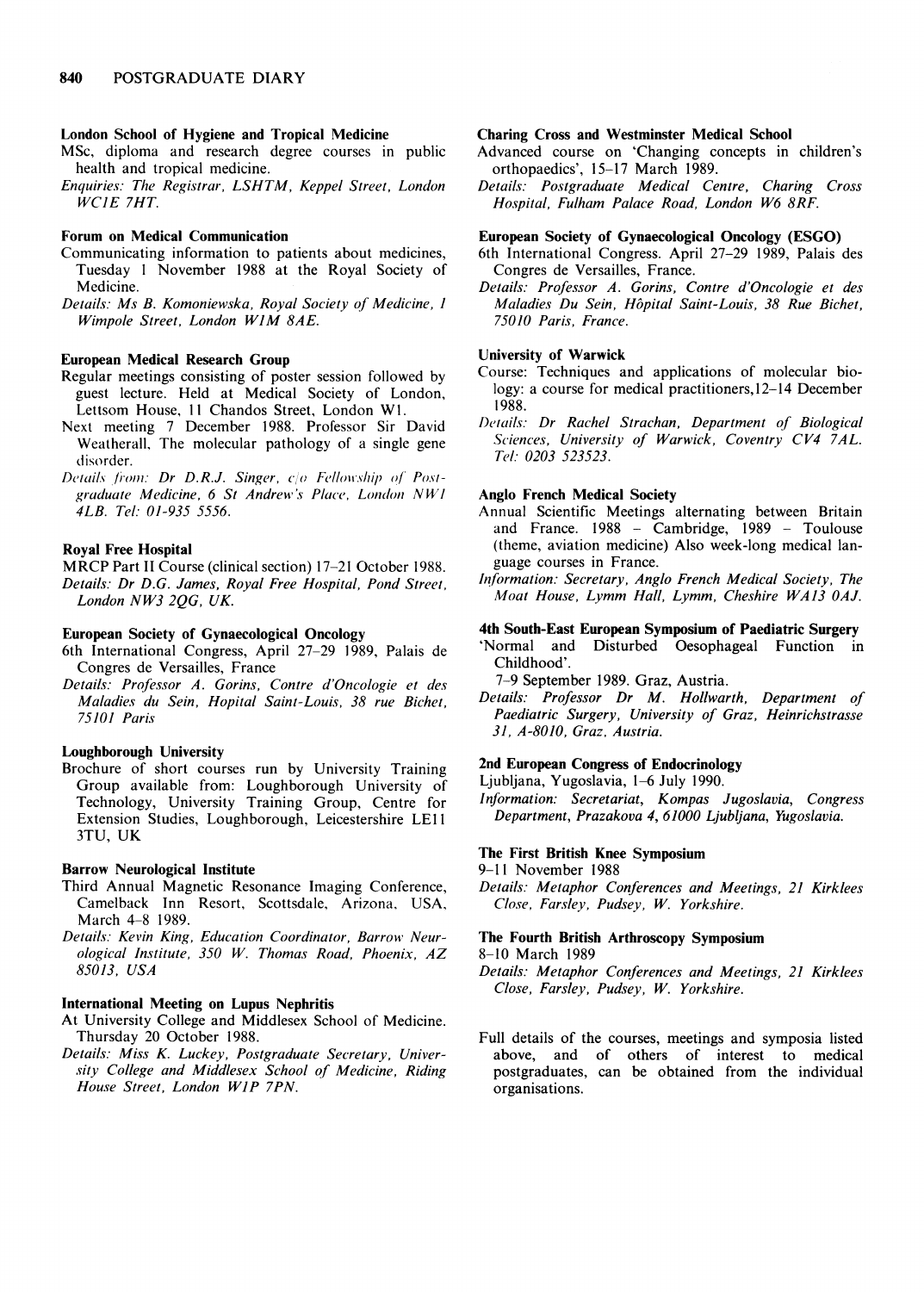**London School of Hygiene and Tropical Medicine**

MSc, diploma and research degree courses in public health and tropical medicine.

*Enquiries: The Registrar, LSHTM, Keppel Street, London WC1E 7HT.*

**Forum on Medical Communication**

Communicating information to patients about medicines, Tuesday 1 November 1988 at the Royal Society of Medicine.

*Details: Ms B. Komoniewska, Royal Society of Medicine, 1 Wimpole Street, London W1M 8AE.*

**European Medical Research Group**

Regular meetings consisting of poster session followed by guest lecture. Held at Medical Society of London, Lettsom House, 11 Chandos Street, London W1.

Next meeting 7 December 1988. Professor Sir David Weatherall, The molecular pathology of a single gene disorder.

*Details from: Dr D.R.J. Singer, c/o Fellowship of Postgraduate Medicine, 6 St Andrew's Place, London NW1 4LB. Tel: 01-935 5556.*

**Royal Free Hospital**

MRCP Part II Course (clinical section) 17–21 October 1988.

*Details: Dr D.G. James, Royal Free Hospital, Pond Street, London NW3 2QG, UK.*

**European Society of Gynaecological Oncology**

6th International Congress, April 27–29 1989, Palais de Congres de Versailles, France

*Details: Professor A. Gorins, Contre d'Oncologie et des Maladies du Sein, Hopital Saint-Louis, 38 rue Bichet, 75101 Paris*

**Loughborough University**

Brochure of short courses run by University Training Group available from: Loughborough University of Technology, University Training Group, Centre for Extension Studies, Loughborough, Leicestershire LE11 3TU, UK

**Barrow Neurological Institute**

Third Annual Magnetic Resonance Imaging Conference, Camelback Inn Resort, Scottsdale, Arizona, USA, March 4–8 1989.

*Details: Kevin King, Education Coordinator, Barrow Neurological Institute, 350 W. Thomas Road, Phoenix, AZ 85013, USA*

**International Meeting on Lupus Nephritis**

At University College and Middlesex School of Medicine. Thursday 20 October 1988.

*Details: Miss K. Luckey, Postgraduate Secretary, University College and Middlesex School of Medicine, Riding House Street, London W1P 7PN.*

**Charing Cross and Westminster Medical School**

Advanced course on 'Changing concepts in children's orthopaedics', 15–17 March 1989.

*Details: Postgraduate Medical Centre, Charing Cross Hospital, Fulham Palace Road, London W6 8RF.*

**European Society of Gynaecological Oncology (ESGO)**

6th International Congress. April 27–29 1989, Palais des Congres de Versailles, France.

*Details: Professor A. Gorins, Contre d'Oncologie et des Maladies Du Sein, Hôpital Saint-Louis, 38 Rue Bichet, 75010 Paris, France.*

**University of Warwick**

Course: Techniques and applications of molecular biology: a course for medical practitioners, 12–14 December 1988.

*Details: Dr Rachel Strachan, Department of Biological Sciences, University of Warwick, Coventry CV4 7AL. Tel: 0203 523523.*

**Anglo French Medical Society**

Annual Scientific Meetings alternating between Britain and France. 1988 – Cambridge, 1989 – Toulouse (theme, aviation medicine) Also week-long medical language courses in France.

*Information: Secretary, Anglo French Medical Society, The Moat House, Lymm Hall, Lymm, Cheshire WA13 0AJ.*

**4th South-East European Symposium of Paediatric Surgery**

'Normal and Disturbed Oesophageal Function in Childhood'.

7–9 September 1989. Graz, Austria.

*Details: Professor Dr M. Hollwarth, Department of Paediatric Surgery, University of Graz, Heinrichstrasse 31, A-8010, Graz, Austria.*

**2nd European Congress of Endocrinology**

Ljubljana, Yugoslavia, 1–6 July 1990.

*Information: Secretariat, Kompas Jugoslavia, Congress Department, Prazakova 4, 61000 Ljubljana, Yugoslavia.*

**The First British Knee Symposium**

9–11 November 1988

*Details: Metaphor Conferences and Meetings, 21 Kirklees Close, Farsley, Pudsey, W. Yorkshire.*

**The Fourth British Arthroscopy Symposium**

8–10 March 1989

*Details: Metaphor Conferences and Meetings, 21 Kirklees Close, Farsley, Pudsey, W. Yorkshire.*

Full details of the courses, meetings and symposia listed above, and of others of interest to medical postgraduates, can be obtained from the individual organisations.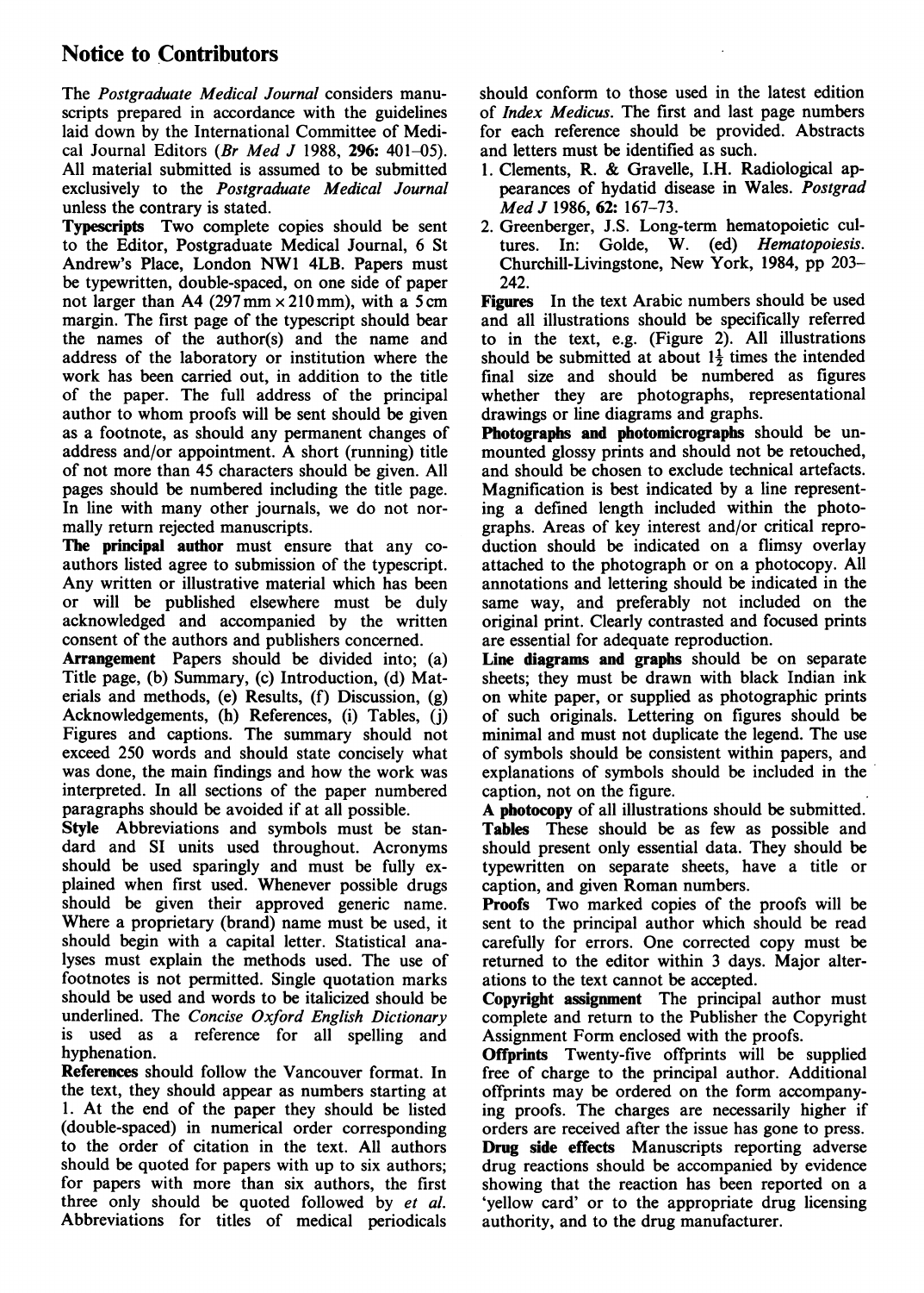## Notice to Contributors

The *Postgraduate Medical Journal* considers manuscripts prepared in accordance with the guidelines laid down by the International Committee of Medical Journal Editors (*Br Med J* 1988, **296:** 401–05). All material submitted is assumed to be submitted exclusively to the *Postgraduate Medical Journal* unless the contrary is stated.

**Typescripts** Two complete copies should be sent to the Editor, Postgraduate Medical Journal, 6 St Andrew's Place, London NW1 4LB. Papers must be typewritten, double-spaced, on one side of paper not larger than A4 (297 mm × 210 mm), with a 5 cm margin. The first page of the typescript should bear the names of the author(s) and the name and address of the laboratory or institution where the work has been carried out, in addition to the title of the paper. The full address of the principal author to whom proofs will be sent should be given as a footnote, as should any permanent changes of address and/or appointment. A short (running) title of not more than 45 characters should be given. All pages should be numbered including the title page. In line with many other journals, we do not normally return rejected manuscripts.

**The principal author** must ensure that any co-authors listed agree to submission of the typescript. Any written or illustrative material which has been or will be published elsewhere must be duly acknowledged and accompanied by the written consent of the authors and publishers concerned.

**Arrangement** Papers should be divided into; (a) Title page, (b) Summary, (c) Introduction, (d) Materials and methods, (e) Results, (f) Discussion, (g) Acknowledgements, (h) References, (i) Tables, (j) Figures and captions. The summary should not exceed 250 words and should state concisely what was done, the main findings and how the work was interpreted. In all sections of the paper numbered paragraphs should be avoided if at all possible.

**Style** Abbreviations and symbols must be standard and SI units used throughout. Acronyms should be used sparingly and must be fully explained when first used. Whenever possible drugs should be given their approved generic name. Where a proprietary (brand) name must be used, it should begin with a capital letter. Statistical analyses must explain the methods used. The use of footnotes is not permitted. Single quotation marks should be used and words to be italicized should be underlined. The *Concise Oxford English Dictionary* is used as a reference for all spelling and hyphenation.

**References** should follow the Vancouver format. In the text, they should appear as numbers starting at 1. At the end of the paper they should be listed (double-spaced) in numerical order corresponding to the order of citation in the text. All authors should be quoted for papers with up to six authors; for papers with more than six authors, the first three only should be quoted followed by *et al.* Abbreviations for titles of medical periodicals should conform to those used in the latest edition of *Index Medicus*. The first and last page numbers for each reference should be provided. Abstracts and letters must be identified as such.

1. Clements, R. & Gravelle, I.H. Radiological appearances of hydatid disease in Wales. *Postgrad Med J* 1986, **62:** 167–73.
2. Greenberger, J.S. Long-term hematopoietic cultures. In: Golde, W. (ed) *Hematopoiesis*. Churchill-Livingstone, New York, 1984, pp 203–242.

**Figures** In the text Arabic numbers should be used and all illustrations should be specifically referred to in the text, e.g. (Figure 2). All illustrations should be submitted at about $1\frac{1}{2}$ times the intended final size and should be numbered as figures whether they are photographs, representational drawings or line diagrams and graphs.

**Photographs and photomicrographs** should be unmounted glossy prints and should not be retouched, and should be chosen to exclude technical artefacts. Magnification is best indicated by a line representing a defined length included within the photographs. Areas of key interest and/or critical reproduction should be indicated on a flimsy overlay attached to the photograph or on a photocopy. All annotations and lettering should be indicated in the same way, and preferably not included on the original print. Clearly contrasted and focused prints are essential for adequate reproduction.

**Line diagrams and graphs** should be on separate sheets; they must be drawn with black Indian ink on white paper, or supplied as photographic prints of such originals. Lettering on figures should be minimal and must not duplicate the legend. The use of symbols should be consistent within papers, and explanations of symbols should be included in the caption, not on the figure.

**A photocopy** of all illustrations should be submitted.

**Tables** These should be as few as possible and should present only essential data. They should be typewritten on separate sheets, have a title or caption, and given Roman numbers.

**Proofs** Two marked copies of the proofs will be sent to the principal author which should be read carefully for errors. One corrected copy must be returned to the editor within 3 days. Major alterations to the text cannot be accepted.

**Copyright assignment** The principal author must complete and return to the Publisher the Copyright Assignment Form enclosed with the proofs.

**Offprints** Twenty-five offprints will be supplied free of charge to the principal author. Additional offprints may be ordered on the form accompanying proofs. The charges are necessarily higher if orders are received after the issue has gone to press.

**Drug side effects** Manuscripts reporting adverse drug reactions should be accompanied by evidence showing that the reaction has been reported on a 'yellow card' or to the appropriate drug licensing authority, and to the drug manufacturer.